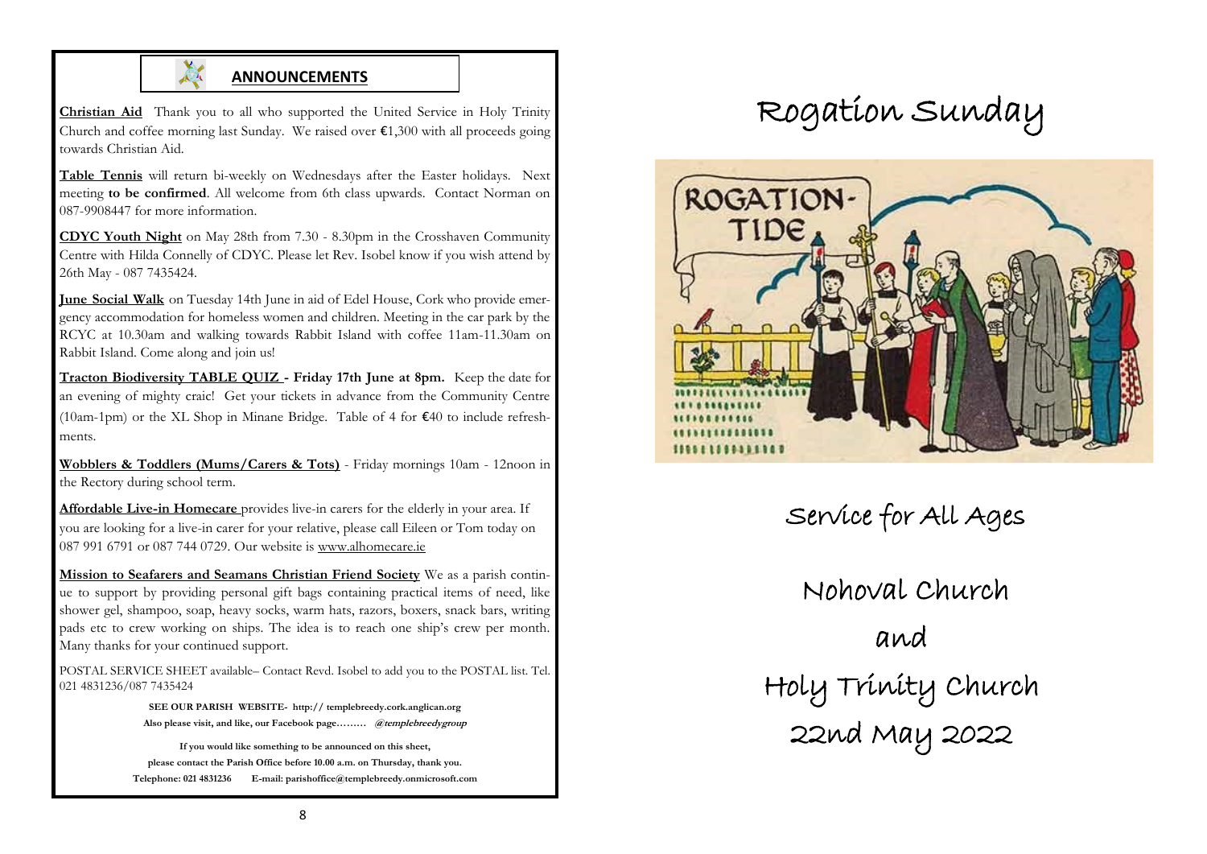## ANNOUNCEMENTS

**Christian Aid** Thank you to all who supported the United Service in Holy Trinity Church and coffee morning last Sunday. We raised over €1,300 with all proceeds going towards Christian Aid.

**Table Tennis** will return bi-weekly on Wednesdays after the Easter holidays. Next meeting **to be confirmed**. All welcome from 6th class upwards. Contact Norman on 087-9908447 for more information.

**CDYC Youth Night** on May 28th from 7.30 - 8.30pm in the Crosshaven Community Centre with Hilda Connelly of CDYC. Please let Rev. Isobel know if you wish attend by 26th May - 087 7435424.

**June Social Walk** on Tuesday 14th June in aid of Edel House, Cork who provide emergency accommodation for homeless women and children. Meeting in the car park by the RCYC at 10.30am and walking towards Rabbit Island with coffee 11am-11.30am on Rabbit Island. Come along and join us!

**Tracton Biodiversity TABLE QUIZ - Friday 17th June at 8pm.** Keep the date for an evening of mighty craic! Get your tickets in advance from the Community Centre (10am-1pm) or the XL Shop in Minane Bridge. Table of 4 for €40 to include refreshments.

**Wobblers & Toddlers (Mums/Carers & Tots)** - Friday mornings 10am - 12noon in the Rectory during school term.

**Affordable Live-in Homecare** provides live-in carers for the elderly in your area. If you are looking for a live-in carer for your relative, please call Eileen or Tom today on 087 991 6791 or 087 744 0729. Our website is www.alhomecare.ie

**Mission to Seafarers and Seamans Christian Friend Society** We as a parish continue to support by providing personal gift bags containing practical items of need, like shower gel, shampoo, soap, heavy socks, warm hats, razors, boxers, snack bars, writing pads etc to crew working on ships. The idea is to reach one ship's crew per month. Many thanks for your continued support.

POSTAL SERVICE SHEET available– Contact Revd. Isobel to add you to the POSTAL list. Tel. 021 4831236/087 7435424

**SEE OUR PARISH WEBSITE- http:// templebreedy.cork.anglican.org**

**Also please visit, and like, our Facebook page……… *@templebreedygroup***

**If you would like something to be announced on this sheet, please contact the Parish Office before 10.00 a.m. on Thursday, thank you.**

**Telephone: 021 4831236 E-mail: parishoffice@templebreedy.onmicrosoft.com**

# Rogation Sunday

ROGATION-TIDE

## Service for All Ages

## Nohoval Church

## and

## Holy Trinity Church

## 22nd May 2022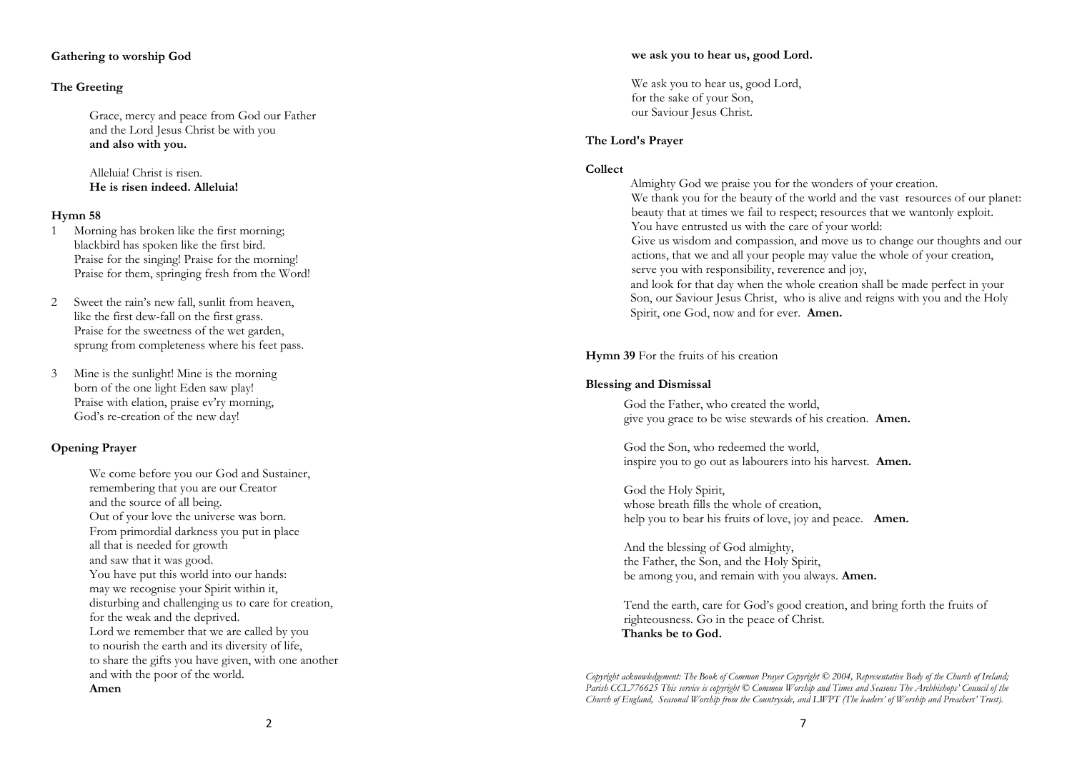**Gathering to worship God**

**The Greeting**

Grace, mercy and peace from God our Father
and the Lord Jesus Christ be with you
**and also with you.**

Alleluia! Christ is risen.
**He is risen indeed. Alleluia!**

**Hymn 58**

1 Morning has broken like the first morning;
blackbird has spoken like the first bird.
Praise for the singing! Praise for the morning!
Praise for them, springing fresh from the Word!

2 Sweet the rain's new fall, sunlit from heaven,
like the first dew-fall on the first grass.
Praise for the sweetness of the wet garden,
sprung from completeness where his feet pass.

3 Mine is the sunlight! Mine is the morning
born of the one light Eden saw play!
Praise with elation, praise ev'ry morning,
God's re-creation of the new day!

**Opening Prayer**

We come before you our God and Sustainer,
remembering that you are our Creator
and the source of all being.
Out of your love the universe was born.
From primordial darkness you put in place
all that is needed for growth
and saw that it was good.
You have put this world into our hands:
may we recognise your Spirit within it,
disturbing and challenging us to care for creation,
for the weak and the deprived.
Lord we remember that we are called by you
to nourish the earth and its diversity of life,
to share the gifts you have given, with one another
and with the poor of the world.
**Amen**

**we ask you to hear us, good Lord.**

We ask you to hear us, good Lord,
for the sake of your Son,
our Saviour Jesus Christ.

**The Lord's Prayer**

**Collect**

Almighty God we praise you for the wonders of your creation.
We thank you for the beauty of the world and the vast resources of our planet:
beauty that at times we fail to respect; resources that we wantonly exploit.
You have entrusted us with the care of your world:
Give us wisdom and compassion, and move us to change our thoughts and our actions, that we and all your people may value the whole of your creation,
serve you with responsibility, reverence and joy,
and look for that day when the whole creation shall be made perfect in your Son, our Saviour Jesus Christ, who is alive and reigns with you and the Holy Spirit, one God, now and for ever. **Amen.**

**Hymn 39** For the fruits of his creation

**Blessing and Dismissal**

God the Father, who created the world,
give you grace to be wise stewards of his creation. **Amen.**

God the Son, who redeemed the world,
inspire you to go out as labourers into his harvest. **Amen.**

God the Holy Spirit,
whose breath fills the whole of creation,
help you to bear his fruits of love, joy and peace. **Amen.**

And the blessing of God almighty,
the Father, the Son, and the Holy Spirit,
be among you, and remain with you always. **Amen.**

Tend the earth, care for God's good creation, and bring forth the fruits of righteousness. Go in the peace of Christ.
**Thanks be to God.**

*Copyright acknowledgement: The Book of Common Prayer Copyright © 2004, Representative Body of the Church of Ireland; Parish CCL776625 This service is copyright © Common Worship and Times and Seasons The Archbishops' Council of the Church of England, Seasonal Worship from the Countryside, and LWPT (The leaders' of Worship and Preachers' Trust).*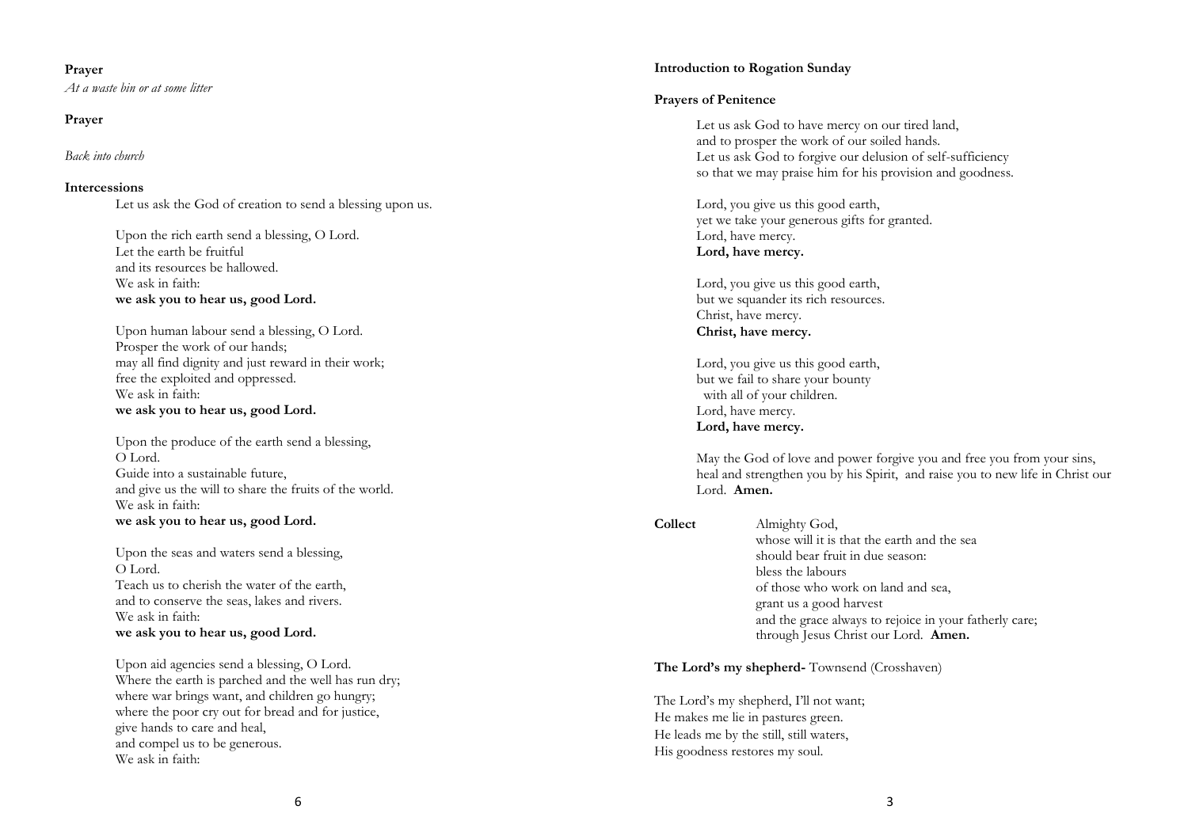**Prayer**

*At a waste bin or at some litter*

**Prayer**

*Back into church*

**Intercessions**

Let us ask the God of creation to send a blessing upon us.

Upon the rich earth send a blessing, O Lord.
Let the earth be fruitful
and its resources be hallowed.
We ask in faith:
**we ask you to hear us, good Lord.**

Upon human labour send a blessing, O Lord.
Prosper the work of our hands;
may all find dignity and just reward in their work;
free the exploited and oppressed.
We ask in faith:
**we ask you to hear us, good Lord.**

Upon the produce of the earth send a blessing,
O Lord.
Guide into a sustainable future,
and give us the will to share the fruits of the world.
We ask in faith:
**we ask you to hear us, good Lord.**

Upon the seas and waters send a blessing,
O Lord.
Teach us to cherish the water of the earth,
and to conserve the seas, lakes and rivers.
We ask in faith:
**we ask you to hear us, good Lord.**

Upon aid agencies send a blessing, O Lord.
Where the earth is parched and the well has run dry;
where war brings want, and children go hungry;
where the poor cry out for bread and for justice,
give hands to care and heal,
and compel us to be generous.
We ask in faith:

**Introduction to Rogation Sunday**

**Prayers of Penitence**

Let us ask God to have mercy on our tired land,
and to prosper the work of our soiled hands.
Let us ask God to forgive our delusion of self-sufficiency
so that we may praise him for his provision and goodness.

Lord, you give us this good earth,
yet we take your generous gifts for granted.
Lord, have mercy.
**Lord, have mercy.**

Lord, you give us this good earth,
but we squander its rich resources.
Christ, have mercy.
**Christ, have mercy.**

Lord, you give us this good earth,
but we fail to share your bounty
with all of your children.
Lord, have mercy.
**Lord, have mercy.**

May the God of love and power forgive you and free you from your sins, heal and strengthen you by his Spirit, and raise you to new life in Christ our Lord. **Amen.**

**Collect** Almighty God,
whose will it is that the earth and the sea
should bear fruit in due season:
bless the labours
of those who work on land and sea,
grant us a good harvest
and the grace always to rejoice in your fatherly care;
through Jesus Christ our Lord. **Amen.**

**The Lord's my shepherd-** Townsend (Crosshaven)

The Lord's my shepherd, I'll not want;
He makes me lie in pastures green.
He leads me by the still, still waters,
His goodness restores my soul.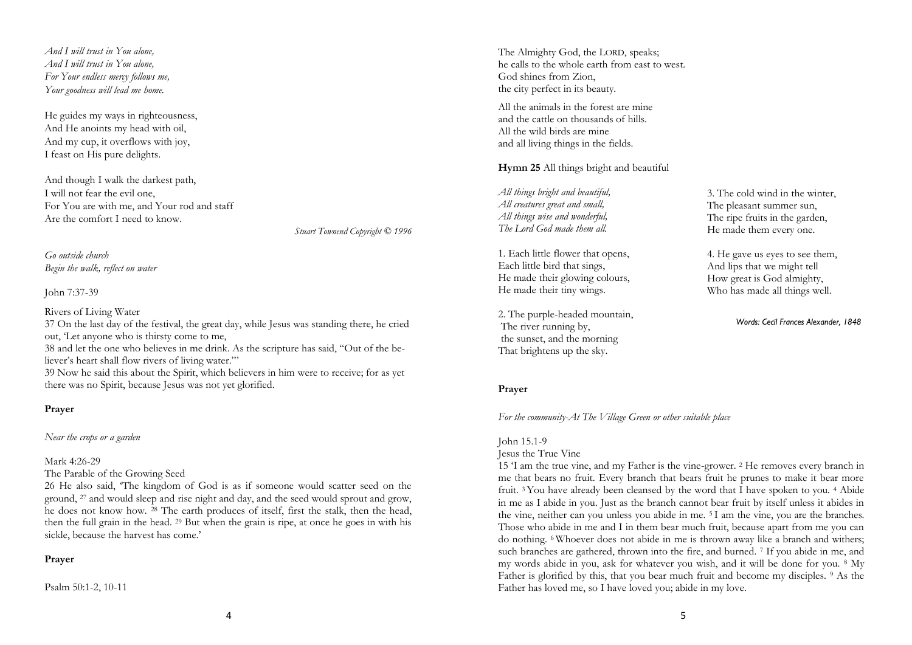*And I will trust in You alone,*
*And I will trust in You alone,*
*For Your endless mercy follows me,*
*Your goodness will lead me home.*

He guides my ways in righteousness,
And He anoints my head with oil,
And my cup, it overflows with joy,
I feast on His pure delights.

And though I walk the darkest path,
I will not fear the evil one,
For You are with me, and Your rod and staff
Are the comfort I need to know.

*Stuart Townend Copyright © 1996*

*Go outside church*
*Begin the walk, reflect on water*

John 7:37-39

Rivers of Living Water
37 On the last day of the festival, the great day, while Jesus was standing there, he cried out, 'Let anyone who is thirsty come to me,
38 and let the one who believes in me drink. As the scripture has said, "Out of the believer's heart shall flow rivers of living water."'
39 Now he said this about the Spirit, which believers in him were to receive; for as yet there was no Spirit, because Jesus was not yet glorified.

**Prayer**

*Near the crops or a garden*

Mark 4:26-29
The Parable of the Growing Seed
26 He also said, 'The kingdom of God is as if someone would scatter seed on the ground, 27 and would sleep and rise night and day, and the seed would sprout and grow, he does not know how. 28 The earth produces of itself, first the stalk, then the head, then the full grain in the head. 29 But when the grain is ripe, at once he goes in with his sickle, because the harvest has come.'

**Prayer**

Psalm 50:1-2, 10-11

The Almighty God, the LORD, speaks;
he calls to the whole earth from east to west.
God shines from Zion,
the city perfect in its beauty.

All the animals in the forest are mine
and the cattle on thousands of hills.
All the wild birds are mine
and all living things in the fields.

**Hymn 25** All things bright and beautiful

*All things bright and beautiful,*
*All creatures great and small,*
*All things wise and wonderful,*
*The Lord God made them all.*

1. Each little flower that opens,
Each little bird that sings,
He made their glowing colours,
He made their tiny wings.

2. The purple-headed mountain,
The river running by,
the sunset, and the morning
That brightens up the sky.

3. The cold wind in the winter,
The pleasant summer sun,
The ripe fruits in the garden,
He made them every one.

4. He gave us eyes to see them,
And lips that we might tell
How great is God almighty,
Who has made all things well.

*Words: Cecil Frances Alexander, 1848*

**Prayer**

*For the community-At The Village Green or other suitable place*

John 15.1-9
Jesus the True Vine
15 'I am the true vine, and my Father is the vine-grower. 2 He removes every branch in me that bears no fruit. Every branch that bears fruit he prunes to make it bear more fruit. 3 You have already been cleansed by the word that I have spoken to you. 4 Abide in me as I abide in you. Just as the branch cannot bear fruit by itself unless it abides in the vine, neither can you unless you abide in me. 5 I am the vine, you are the branches. Those who abide in me and I in them bear much fruit, because apart from me you can do nothing. 6 Whoever does not abide in me is thrown away like a branch and withers; such branches are gathered, thrown into the fire, and burned. 7 If you abide in me, and my words abide in you, ask for whatever you wish, and it will be done for you. 8 My Father is glorified by this, that you bear much fruit and become my disciples. 9 As the Father has loved me, so I have loved you; abide in my love.